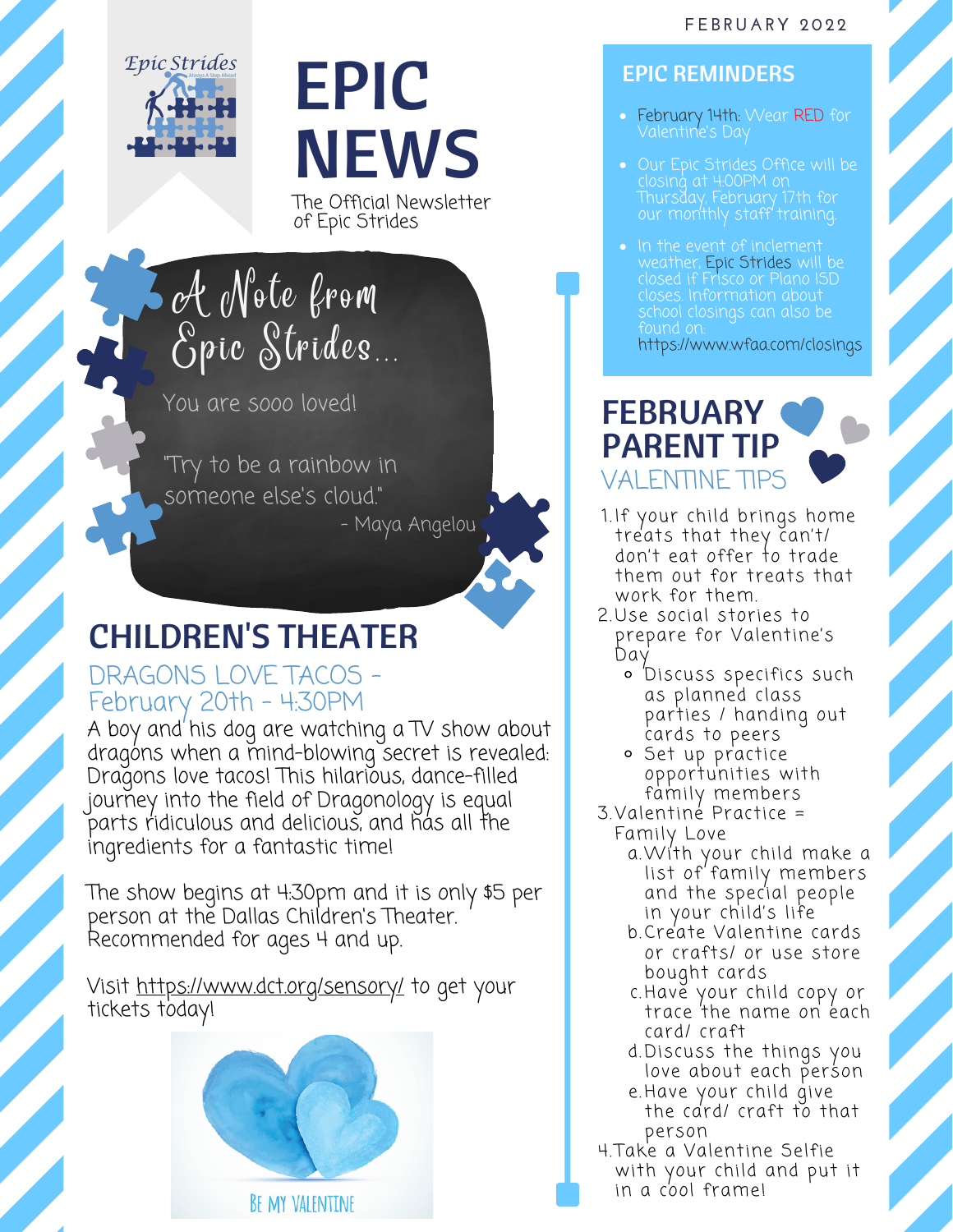FEBRUARY 2022

# EPIC NEWS

The Official Newsletter of Epic Strides

## A Note from Epic Strides...

You are sooo loved!

"Try to be a rainbow in someone else's cloud."
- Maya Angelou

## CHILDREN'S THEATER

### DRAGONS LOVE TACOS - February 20th - 4:30PM

A boy and his dog are watching a TV show about dragons when a mind-blowing secret is revealed: Dragons love tacos! This hilarious, dance-filled journey into the field of Dragonology is equal parts ridiculous and delicious, and has all the ingredients for a fantastic time!

The show begins at 4:30pm and it is only $5 per person at the Dallas Children's Theater. Recommended for ages 4 and up.

Visit https://www.dct.org/sensory/ to get your tickets today!

BE MY VALENTINE

## EPIC REMINDERS

- February 14th: Wear RED for Valentine's Day
- Our Epic Strides Office will be closing at 4:00PM on Thursday, February 17th for our monthly staff training.
- In the event of inclement weather, Epic Strides will be closed if Frisco or Plano ISD closes. Information about school closings can also be found on: https://www.wfaa.com/closings

## FEBRUARY PARENT TIP

### VALENTINE TIPS

1. If your child brings home treats that they can't/ don't eat offer to trade them out for treats that work for them.
2. Use social stories to prepare for Valentine's Day
   - Discuss specifics such as planned class parties / handing out cards to peers
   - Set up practice opportunities with family members
3. Valentine Practice = Family Love
   a. With your child make a list of family members and the special people in your child's life
   b. Create Valentine cards or crafts/ or use store bought cards
   c. Have your child copy or trace the name on each card/ craft
   d. Discuss the things you love about each person
   e. Have your child give the card/ craft to that person
4. Take a Valentine Selfie with your child and put it in a cool frame!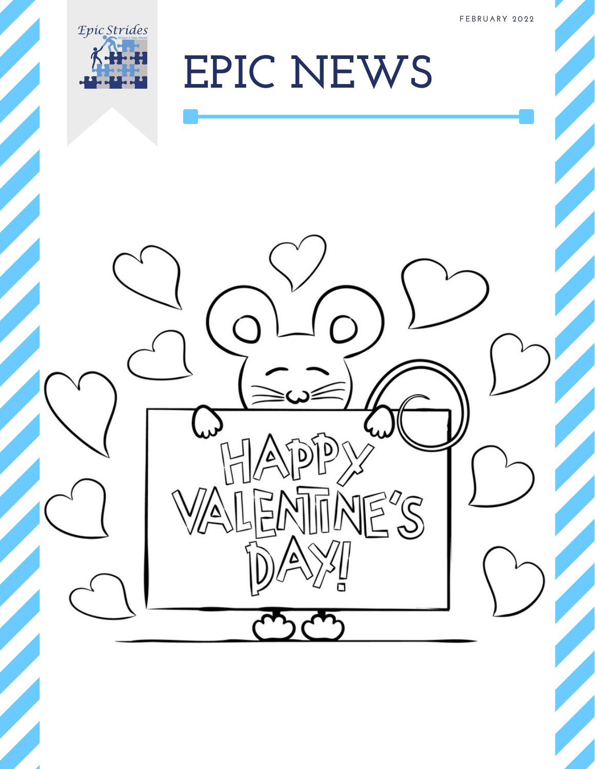FEBRUARY 2022

# EPIC NEWS

HAPPY VALENTINE'S DAY!